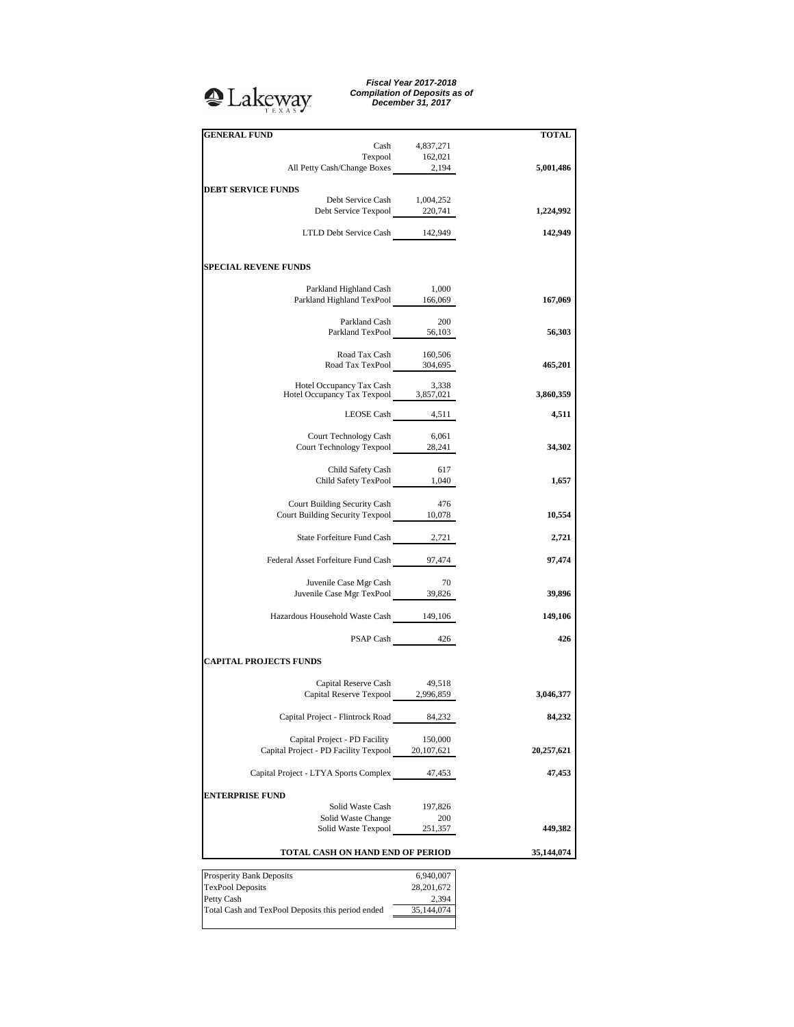Lakeway TEXAS

***Fiscal Year 2017-2018***
***Compilation of Deposits as of***
***December 31, 2017***

| **GENERAL FUND** | | **TOTAL** |
|---|---|---|
| Cash | 4,837,271 | |
| Texpool | 162,021 | |
| All Petty Cash/Change Boxes | 2,194 | **5,001,486** |
| **DEBT SERVICE FUNDS** | | |
| Debt Service Cash | 1,004,252 | |
| Debt Service Texpool | 220,741 | **1,224,992** |
| LTLD Debt Service Cash | 142,949 | **142,949** |
| **SPECIAL REVENE FUNDS** | | |
| Parkland Highland Cash | 1,000 | |
| Parkland Highland TexPool | 166,069 | **167,069** |
| Parkland Cash | 200 | |
| Parkland TexPool | 56,103 | **56,303** |
| Road Tax Cash | 160,506 | |
| Road Tax TexPool | 304,695 | **465,201** |
| Hotel Occupancy Tax Cash | 3,338 | |
| Hotel Occupancy Tax Texpool | 3,857,021 | **3,860,359** |
| LEOSE Cash | 4,511 | **4,511** |
| Court Technology Cash | 6,061 | |
| Court Technology Texpool | 28,241 | **34,302** |
| Child Safety Cash | 617 | |
| Child Safety TexPool | 1,040 | **1,657** |
| Court Building Security Cash | 476 | |
| Court Building Security Texpool | 10,078 | **10,554** |
| State Forfeiture Fund Cash | 2,721 | **2,721** |
| Federal Asset Forfeiture Fund Cash | 97,474 | **97,474** |
| Juvenile Case Mgr Cash | 70 | |
| Juvenile Case Mgr TexPool | 39,826 | **39,896** |
| Hazardous Household Waste Cash | 149,106 | **149,106** |
| PSAP Cash | 426 | **426** |
| **CAPITAL PROJECTS FUNDS** | | |
| Capital Reserve Cash | 49,518 | |
| Capital Reserve Texpool | 2,996,859 | **3,046,377** |
| Capital Project - Flintrock Road | 84,232 | **84,232** |
| Capital Project - PD Facility | 150,000 | |
| Capital Project - PD Facility Texpool | 20,107,621 | **20,257,621** |
| Capital Project - LTYA Sports Complex | 47,453 | **47,453** |
| **ENTERPRISE FUND** | | |
| Solid Waste Cash | 197,826 | |
| Solid Waste Change | 200 | |
| Solid Waste Texpool | 251,357 | **449,382** |
| **TOTAL CASH ON HAND END OF PERIOD** | | **35,144,074** |

| | |
|---|---|
| Prosperity Bank Deposits | 6,940,007 |
| TexPool Deposits | 28,201,672 |
| Petty Cash | 2,394 |
| Total Cash and TexPool Deposits this period ended | 35,144,074 |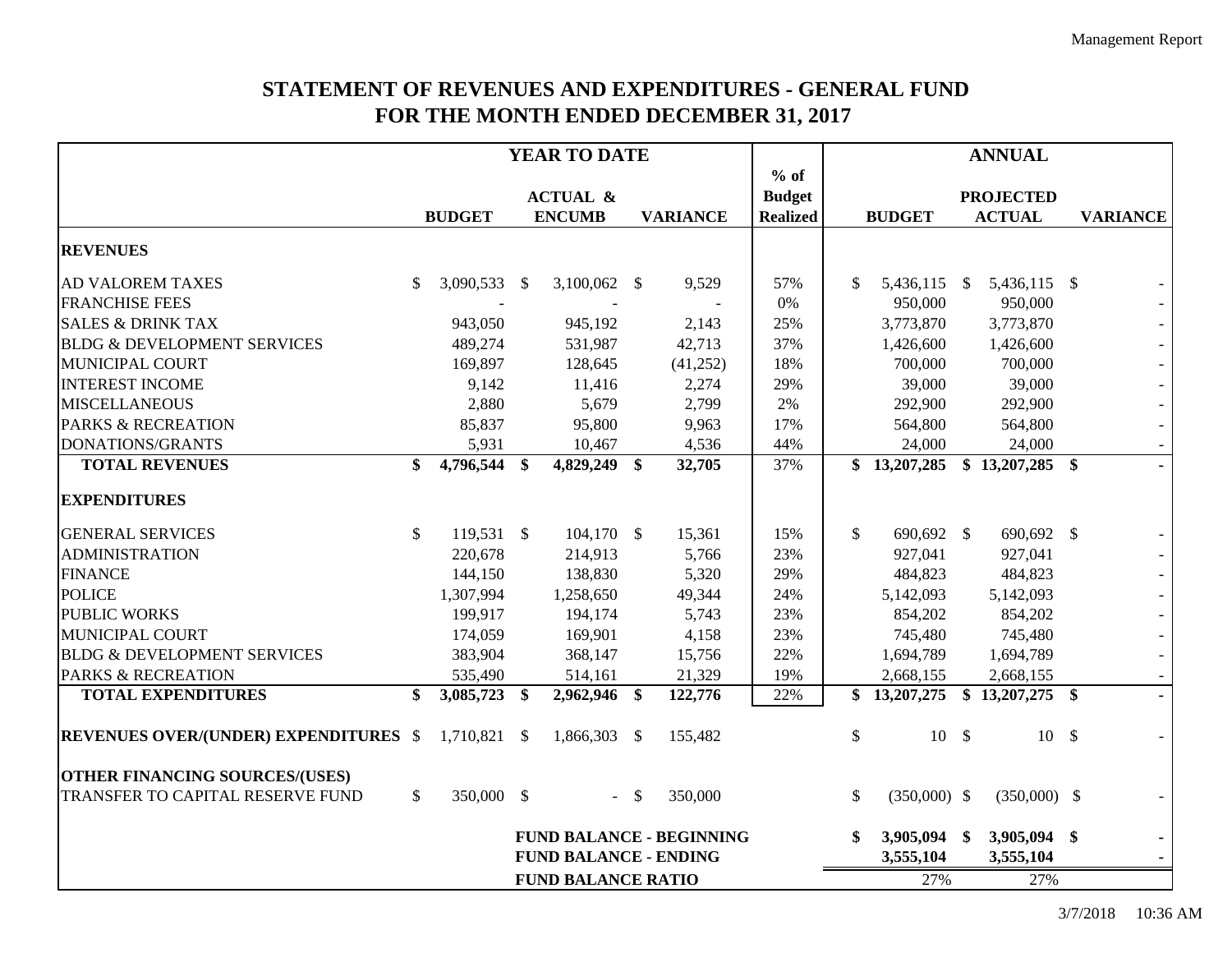# STATEMENT OF REVENUES AND EXPENDITURES - GENERAL FUND
## FOR THE MONTH ENDED DECEMBER 31, 2017

| | YEAR TO DATE | | | % of | ANNUAL | | |
|---|---|---|---|---|---|---|---|
| | BUDGET | ACTUAL & ENCUMB | VARIANCE | Budget Realized | BUDGET | PROJECTED ACTUAL | VARIANCE |
| **REVENUES** | | | | | | | |
| AD VALOREM TAXES | $ 3,090,533 | $ 3,100,062 | $ 9,529 | 57% | $ 5,436,115 | $ 5,436,115 | $ - |
| FRANCHISE FEES | - | - | - | 0% | 950,000 | 950,000 | - |
| SALES & DRINK TAX | 943,050 | 945,192 | 2,143 | 25% | 3,773,870 | 3,773,870 | - |
| BLDG & DEVELOPMENT SERVICES | 489,274 | 531,987 | 42,713 | 37% | 1,426,600 | 1,426,600 | - |
| MUNICIPAL COURT | 169,897 | 128,645 | (41,252) | 18% | 700,000 | 700,000 | - |
| INTEREST INCOME | 9,142 | 11,416 | 2,274 | 29% | 39,000 | 39,000 | - |
| MISCELLANEOUS | 2,880 | 5,679 | 2,799 | 2% | 292,900 | 292,900 | - |
| PARKS & RECREATION | 85,837 | 95,800 | 9,963 | 17% | 564,800 | 564,800 | - |
| DONATIONS/GRANTS | 5,931 | 10,467 | 4,536 | 44% | 24,000 | 24,000 | - |
| **TOTAL REVENUES** | **$ 4,796,544** | **$ 4,829,249** | **$ 32,705** | 37% | **$ 13,207,285** | **$ 13,207,285** | **$ -** |
| **EXPENDITURES** | | | | | | | |
| GENERAL SERVICES | $ 119,531 | $ 104,170 | $ 15,361 | 15% | $ 690,692 | $ 690,692 | $ - |
| ADMINISTRATION | 220,678 | 214,913 | 5,766 | 23% | 927,041 | 927,041 | - |
| FINANCE | 144,150 | 138,830 | 5,320 | 29% | 484,823 | 484,823 | - |
| POLICE | 1,307,994 | 1,258,650 | 49,344 | 24% | 5,142,093 | 5,142,093 | - |
| PUBLIC WORKS | 199,917 | 194,174 | 5,743 | 23% | 854,202 | 854,202 | - |
| MUNICIPAL COURT | 174,059 | 169,901 | 4,158 | 23% | 745,480 | 745,480 | - |
| BLDG & DEVELOPMENT SERVICES | 383,904 | 368,147 | 15,756 | 22% | 1,694,789 | 1,694,789 | - |
| PARKS & RECREATION | 535,490 | 514,161 | 21,329 | 19% | 2,668,155 | 2,668,155 | - |
| **TOTAL EXPENDITURES** | **$ 3,085,723** | **$ 2,962,946** | **$ 122,776** | 22% | **$ 13,207,275** | **$ 13,207,275** | **$ -** |
| **REVENUES OVER/(UNDER) EXPENDITURES** | $ 1,710,821 | $ 1,866,303 | $ 155,482 | | $ 10 | $ 10 | $ - |
| **OTHER FINANCING SOURCES/(USES)** | | | | | | | |
| TRANSFER TO CAPITAL RESERVE FUND | $ 350,000 | $ - | $ 350,000 | | $ (350,000) | $ (350,000) | $ - |
| | | **FUND BALANCE - BEGINNING** | | | **$ 3,905,094** | **$ 3,905,094** | **$ -** |
| | | **FUND BALANCE - ENDING** | | | **3,555,104** | **3,555,104** | **-** |
| | | **FUND BALANCE RATIO** | | | 27% | 27% | |